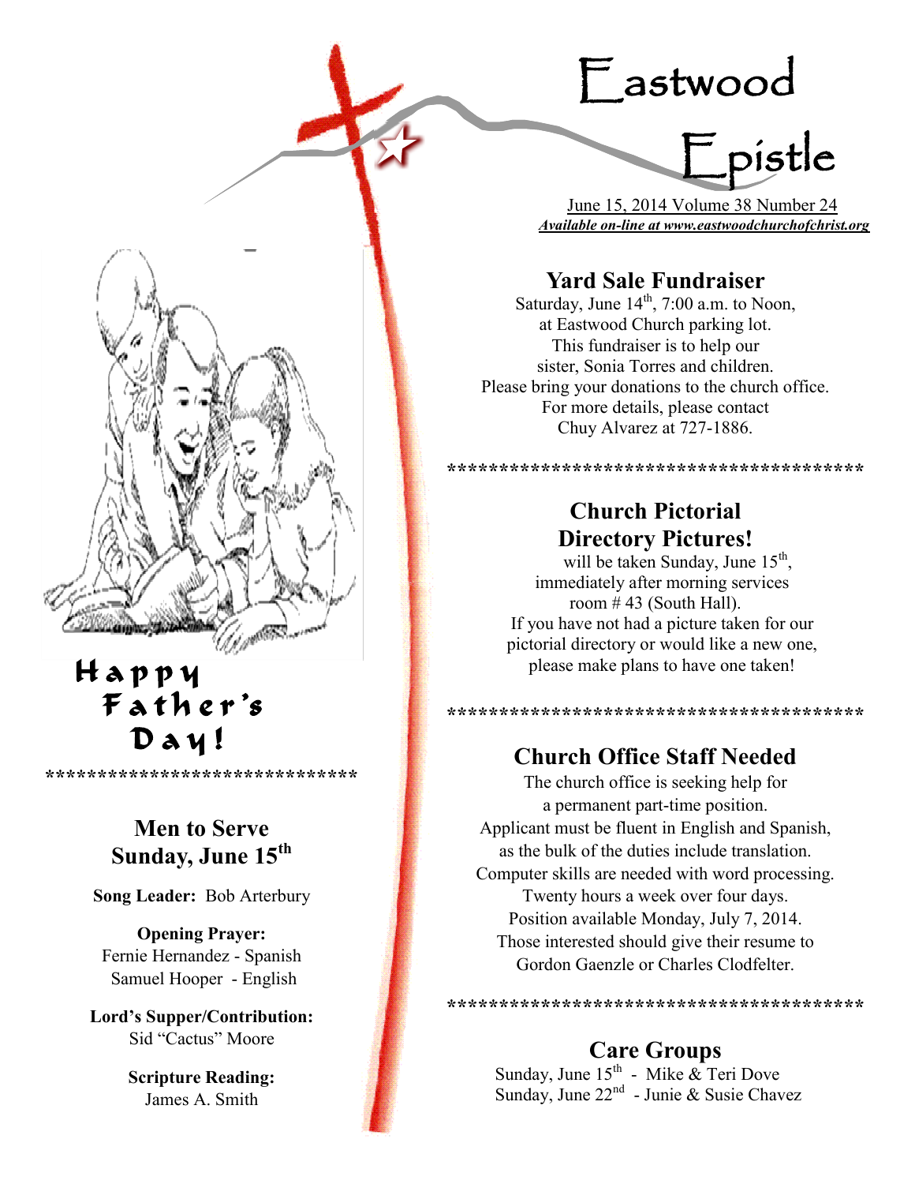# Eastwood Epistle

June 15, 2014 Volume 38 Number 24

***Available on-line at www.eastwoodchurchofchrist.org***

## Yard Sale Fundraiser

Saturday, June 14th, 7:00 a.m. to Noon,
at Eastwood Church parking lot.
This fundraiser is to help our
sister, Sonia Torres and children.
Please bring your donations to the church office.
For more details, please contact
Chuy Alvarez at 727-1886.

****************************************

## Church Pictorial Directory Pictures!

will be taken Sunday, June 15th,
immediately after morning services
room # 43 (South Hall).
If you have not had a picture taken for our
pictorial directory or would like a new one,
please make plans to have one taken!

****************************************

## Church Office Staff Needed

The church office is seeking help for
a permanent part-time position.
Applicant must be fluent in English and Spanish,
as the bulk of the duties include translation.
Computer skills are needed with word processing.
Twenty hours a week over four days.
Position available Monday, July 7, 2014.
Those interested should give their resume to
Gordon Gaenzle or Charles Clodfelter.

****************************************

## Care Groups

Sunday, June 15th - Mike & Teri Dove
Sunday, June 22nd - Junie & Susie Chavez

## Happy Father's Day!

******************************

## Men to Serve Sunday, June 15th

**Song Leader:** Bob Arterbury

**Opening Prayer:**
Fernie Hernandez - Spanish
Samuel Hooper - English

**Lord's Supper/Contribution:**
Sid "Cactus" Moore

**Scripture Reading:**
James A. Smith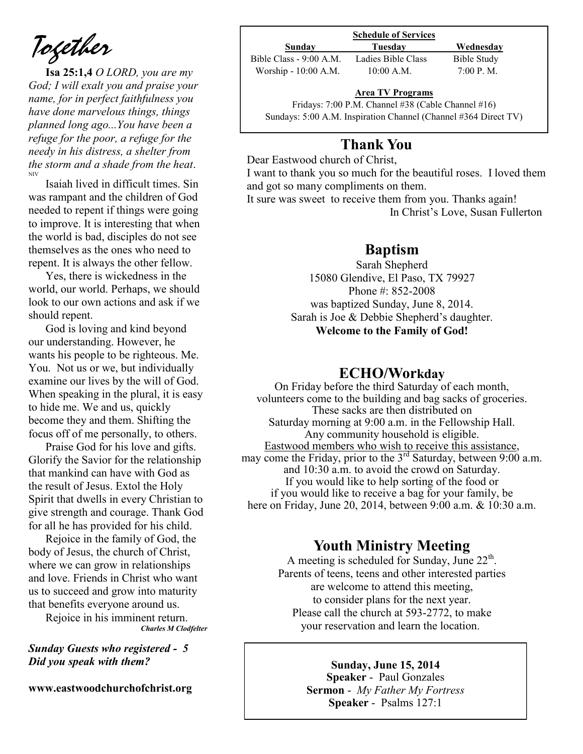# Together

**Isa 25:1,4** *O LORD, you are my God; I will exalt you and praise your name, for in perfect faithfulness you have done marvelous things, things planned long ago...You have been a refuge for the poor, a refuge for the needy in his distress, a shelter from the storm and a shade from the heat*. NIV

Isaiah lived in difficult times. Sin was rampant and the children of God needed to repent if things were going to improve. It is interesting that when the world is bad, disciples do not see themselves as the ones who need to repent. It is always the other fellow.

Yes, there is wickedness in the world, our world. Perhaps, we should look to our own actions and ask if we should repent.

God is loving and kind beyond our understanding. However, he wants his people to be righteous. Me. You. Not us or we, but individually examine our lives by the will of God. When speaking in the plural, it is easy to hide me. We and us, quickly become they and them. Shifting the focus off of me personally, to others.

Praise God for his love and gifts. Glorify the Savior for the relationship that mankind can have with God as the result of Jesus. Extol the Holy Spirit that dwells in every Christian to give strength and courage. Thank God for all he has provided for his child.

Rejoice in the family of God, the body of Jesus, the church of Christ, where we can grow in relationships and love. Friends in Christ who want us to succeed and grow into maturity that benefits everyone around us.

Rejoice in his imminent return.

***Charles M Clodfelter***

***Sunday Guests who registered - 5***
***Did you speak with them?***

**www.eastwoodchurchofchrist.org**

**Schedule of Services**

| Sunday | Tuesday | Wednesday |
|---|---|---|
| Bible Class - 9:00 A.M. | Ladies Bible Class | Bible Study |
| Worship - 10:00 A.M. | 10:00 A.M. | 7:00 P. M. |

**Area TV Programs**

Fridays: 7:00 P.M. Channel #38 (Cable Channel #16)
Sundays: 5:00 A.M. Inspiration Channel (Channel #364 Direct TV)

## Thank You

Dear Eastwood church of Christ,
I want to thank you so much for the beautiful roses. I loved them and got so many compliments on them.
It sure was sweet to receive them from you. Thanks again!
In Christ's Love, Susan Fullerton

## Baptism

Sarah Shepherd
15080 Glendive, El Paso, TX 79927
Phone #: 852-2008
was baptized Sunday, June 8, 2014.
Sarah is Joe & Debbie Shepherd's daughter.
**Welcome to the Family of God!**

## ECHO/Workday

On Friday before the third Saturday of each month, volunteers come to the building and bag sacks of groceries. These sacks are then distributed on Saturday morning at 9:00 a.m. in the Fellowship Hall. Any community household is eligible. Eastwood members who wish to receive this assistance, may come the Friday, prior to the 3rd Saturday, between 9:00 a.m. and 10:30 a.m. to avoid the crowd on Saturday. If you would like to help sorting of the food or if you would like to receive a bag for your family, be here on Friday, June 20, 2014, between 9:00 a.m. & 10:30 a.m.

## Youth Ministry Meeting

A meeting is scheduled for Sunday, June 22th. Parents of teens, teens and other interested parties are welcome to attend this meeting, to consider plans for the next year. Please call the church at 593-2772, to make your reservation and learn the location.

**Sunday, June 15, 2014**
**Speaker** - Paul Gonzales
**Sermon** - *My Father My Fortress*
**Speaker** - Psalms 127:1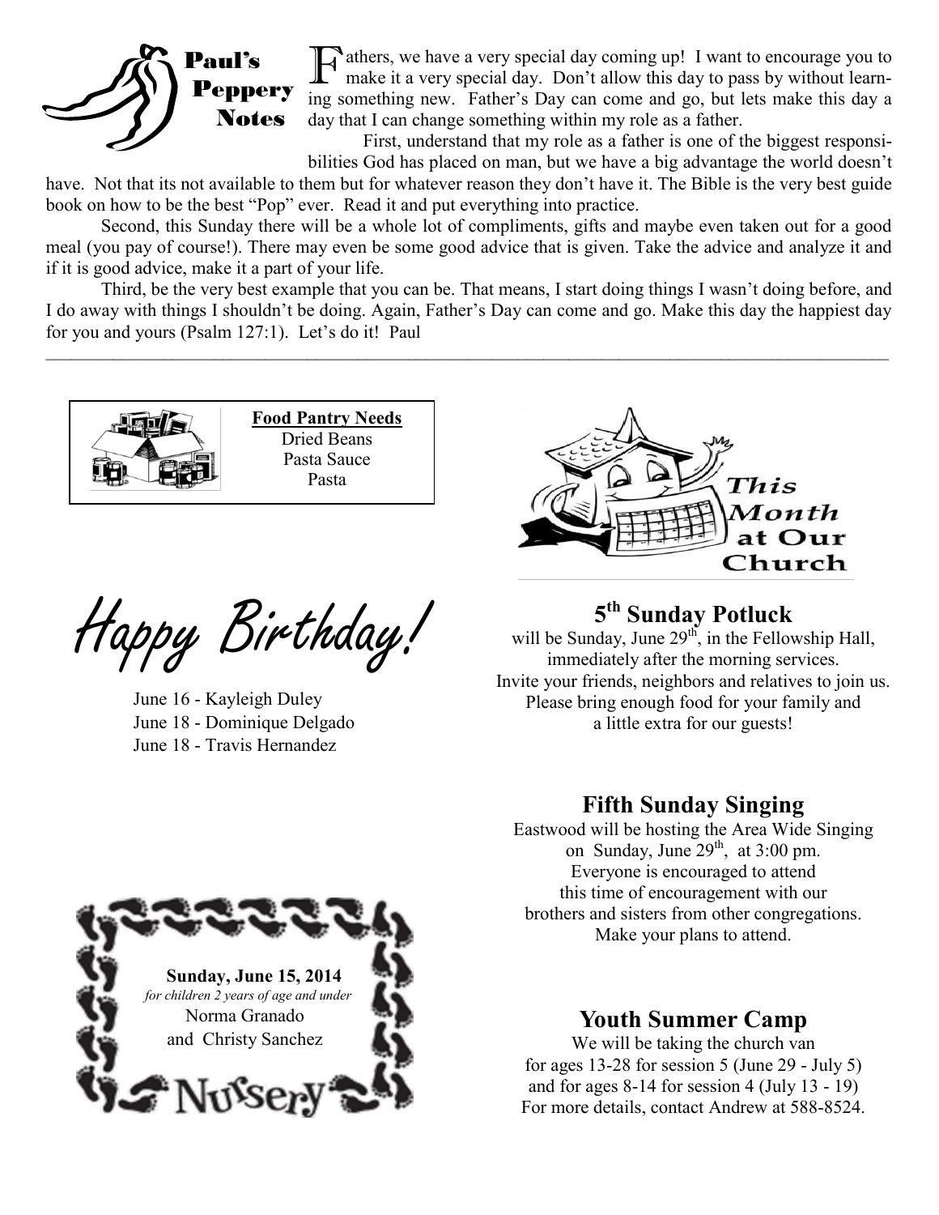## Paul's Peppery Notes

Fathers, we have a very special day coming up! I want to encourage you to make it a very special day. Don't allow this day to pass by without learning something new. Father's Day can come and go, but lets make this day a day that I can change something within my role as a father.

First, understand that my role as a father is one of the biggest responsibilities God has placed on man, but we have a big advantage the world doesn't have. Not that its not available to them but for whatever reason they don't have it. The Bible is the very best guide book on how to be the best "Pop" ever. Read it and put everything into practice.

Second, this Sunday there will be a whole lot of compliments, gifts and maybe even taken out for a good meal (you pay of course!). There may even be some good advice that is given. Take the advice and analyze it and if it is good advice, make it a part of your life.

Third, be the very best example that you can be. That means, I start doing things I wasn't doing before, and I do away with things I shouldn't be doing. Again, Father's Day can come and go. Make this day the happiest day for you and yours (Psalm 127:1). Let's do it! Paul

---

**Food Pantry Needs**

Dried Beans
Pasta Sauce
Pasta

# Happy Birthday!

June 16 - Kayleigh Duley
June 18 - Dominique Delgado
June 18 - Travis Hernandez

**Sunday, June 15, 2014**
*for children 2 years of age and under*
Norma Granado
and Christy Sanchez

Nursery

# This Month at Our Church

## 5th Sunday Potluck

will be Sunday, June 29th, in the Fellowship Hall, immediately after the morning services. Invite your friends, neighbors and relatives to join us. Please bring enough food for your family and a little extra for our guests!

## Fifth Sunday Singing

Eastwood will be hosting the Area Wide Singing on Sunday, June 29th, at 3:00 pm. Everyone is encouraged to attend this time of encouragement with our brothers and sisters from other congregations. Make your plans to attend.

## Youth Summer Camp

We will be taking the church van for ages 13-28 for session 5 (June 29 - July 5) and for ages 8-14 for session 4 (July 13 - 19) For more details, contact Andrew at 588-8524.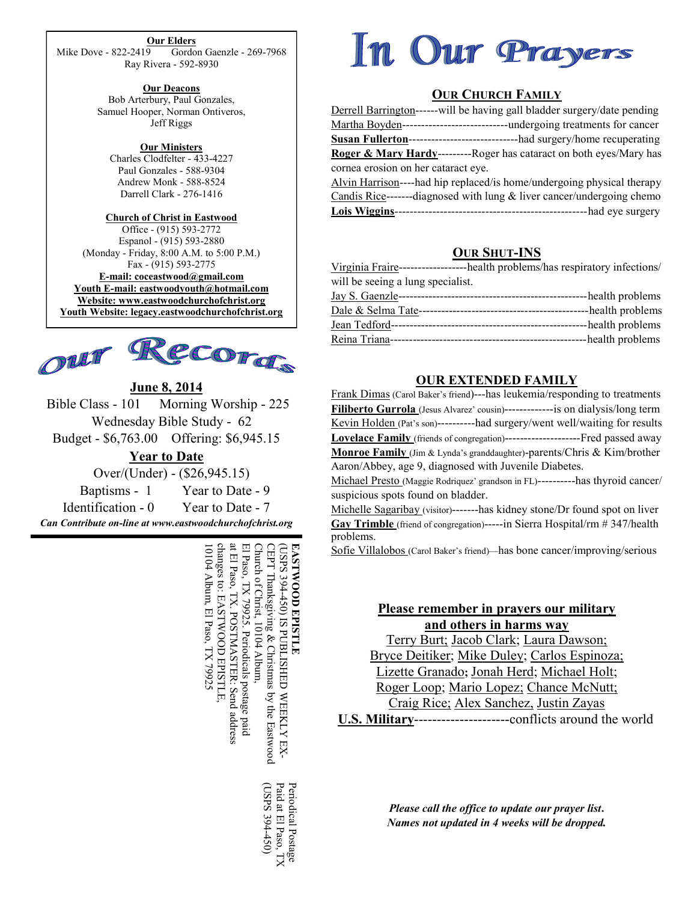**Our Elders**
Mike Dove - 822-2419     Gordon Gaenzle - 269-7968
Ray Rivera - 592-8930

**Our Deacons**
Bob Arterbury, Paul Gonzales,
Samuel Hooper, Norman Ontiveros,
Jeff Riggs

**Our Ministers**
Charles Clodfelter - 433-4227
Paul Gonzales - 588-9304
Andrew Monk - 588-8524
Darrell Clark - 276-1416

**Church of Christ in Eastwood**
Office - (915) 593-2772
Espanol - (915) 593-2880
(Monday - Friday, 8:00 A.M. to 5:00 P.M.)
Fax - (915) 593-2775
**E-mail: coceastwood@gmail.com**
**Youth E-mail: eastwoodyouth@hotmail.com**
**Website: www.eastwoodchurchofchrist.org**
**Youth Website: legacy.eastwoodchurchofchrist.org**

# Our Records

**June 8, 2014**

Bible Class - 101     Morning Worship - 225
Wednesday Bible Study - 62
Budget - $6,763.00     Offering: $6,945.15

**Year to Date**

Over/(Under) - ($26,945.15)
Baptisms - 1     Year to Date - 9
Identification - 0     Year to Date - 7

***Can Contribute on-line at www.eastwoodchurchofchrist.org***

**EASTWOOD EPISTLE** (USPS 394-450) IS PUBLISHED WEEKLY EXCEPT Thanksgiving & Christmas by the Eastwood Church of Christ, 10104 Album, El Paso, TX 79925. Periodicals postage paid at El Paso, TX. POSTMASTER: Send address changes to: EASTWOOD EPISTLE, 10104 Album, El Paso, TX 79925

Periodical Postage Paid at El Paso, TX (USPS 394-450)

# In Our Prayers

## Our Church Family

Derrell Barrington------will be having gall bladder surgery/date pending
Martha Boyden----------------------------undergoing treatments for cancer
**Susan Fullerton**----------------------------had surgery/home recuperating
**Roger & Mary Hardy**---------Roger has cataract on both eyes/Mary has cornea erosion on her cataract eye.
Alvin Harrison----had hip replaced/is home/undergoing physical therapy
Candis Rice-------diagnosed with lung & liver cancer/undergoing chemo
**Lois Wiggins**--------------------------------------------------had eye surgery

## Our Shut-Ins

Virginia Fraire------------------health problems/has respiratory infections/ will be seeing a lung specialist.
Jay S. Gaenzle-------------------------------------------------health problems
Dale & Selma Tate---------------------------------------------health problems
Jean Tedford---------------------------------------------------health problems
Reina Triana---------------------------------------------------health problems

## Our Extended Family

Frank Dimas (Carol Baker's friend)---has leukemia/responding to treatments
**Filiberto Gurrola** (Jesus Alvarez' cousin)-------------is on dialysis/long term
Kevin Holden (Pat's son)----------had surgery/went well/waiting for results
**Lovelace Family** (friends of congregation)--------------------Fred passed away
**Monroe Family** (Jim & Lynda's granddaughter)-parents/Chris & Kim/brother Aaron/Abbey, age 9, diagnosed with Juvenile Diabetes.
Michael Presto (Maggie Rodriquez' grandson in FL)----------has thyroid cancer/ suspicious spots found on bladder.
Michelle Sagaribay (visitor)-------has kidney stone/Dr found spot on liver
**Gay Trimble** (friend of congregation)-----in Sierra Hospital/rm # 347/health problems.
Sofie Villalobos (Carol Baker's friend)—has bone cancer/improving/serious

**Please remember in prayers our military and others in harms way**

Terry Burt; Jacob Clark; Laura Dawson; Bryce Deitiker; Mike Duley; Carlos Espinoza; Lizette Granado; Jonah Herd; Michael Holt; Roger Loop; Mario Lopez; Chance McNutt; Craig Rice; Alex Sanchez, Justin Zayas
**U.S. Military**---------------------conflicts around the world

***Please call the office to update our prayer list. Names not updated in 4 weeks will be dropped.***